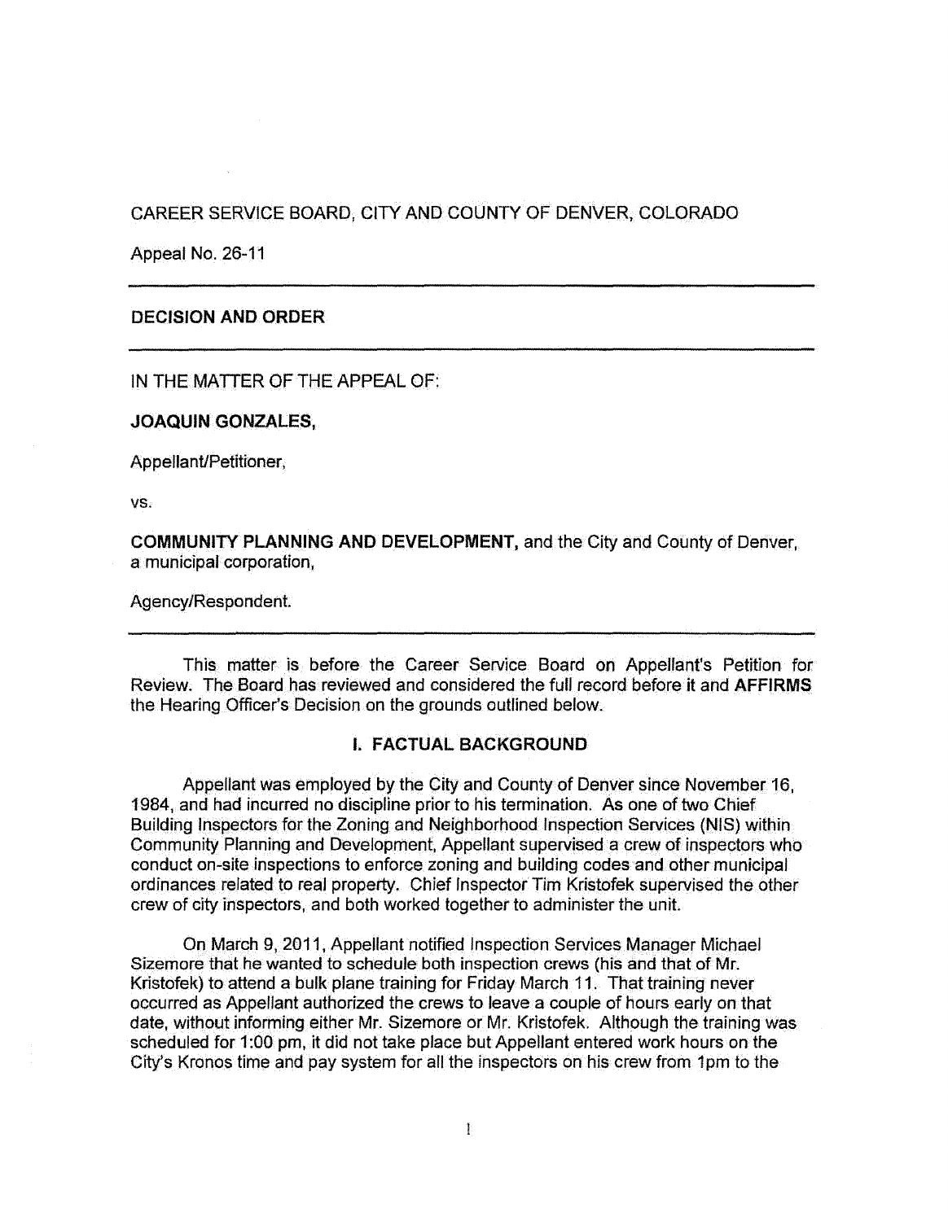CAREER SERVICE BOARD, CITY AND COUNTY OF DENVER, COLORADO

Appeal No. 26-11

---

**DECISION AND ORDER**

---

IN THE MATTER OF THE APPEAL OF:

**JOAQUIN GONZALES,**

Appellant/Petitioner,

vs.

**COMMUNITY PLANNING AND DEVELOPMENT,** and the City and County of Denver, a municipal corporation,

Agency/Respondent.

---

This matter is before the Career Service Board on Appellant's Petition for Review. The Board has reviewed and considered the full record before it and **AFFIRMS** the Hearing Officer's Decision on the grounds outlined below.

## I. FACTUAL BACKGROUND

Appellant was employed by the City and County of Denver since November 16, 1984, and had incurred no discipline prior to his termination. As one of two Chief Building Inspectors for the Zoning and Neighborhood Inspection Services (NIS) within Community Planning and Development, Appellant supervised a crew of inspectors who conduct on-site inspections to enforce zoning and building codes and other municipal ordinances related to real property. Chief Inspector Tim Kristofek supervised the other crew of city inspectors, and both worked together to administer the unit.

On March 9, 2011, Appellant notified Inspection Services Manager Michael Sizemore that he wanted to schedule both inspection crews (his and that of Mr. Kristofek) to attend a bulk plane training for Friday March 11. That training never occurred as Appellant authorized the crews to leave a couple of hours early on that date, without informing either Mr. Sizemore or Mr. Kristofek. Although the training was scheduled for 1:00 pm, it did not take place but Appellant entered work hours on the City's Kronos time and pay system for all the inspectors on his crew from 1pm to the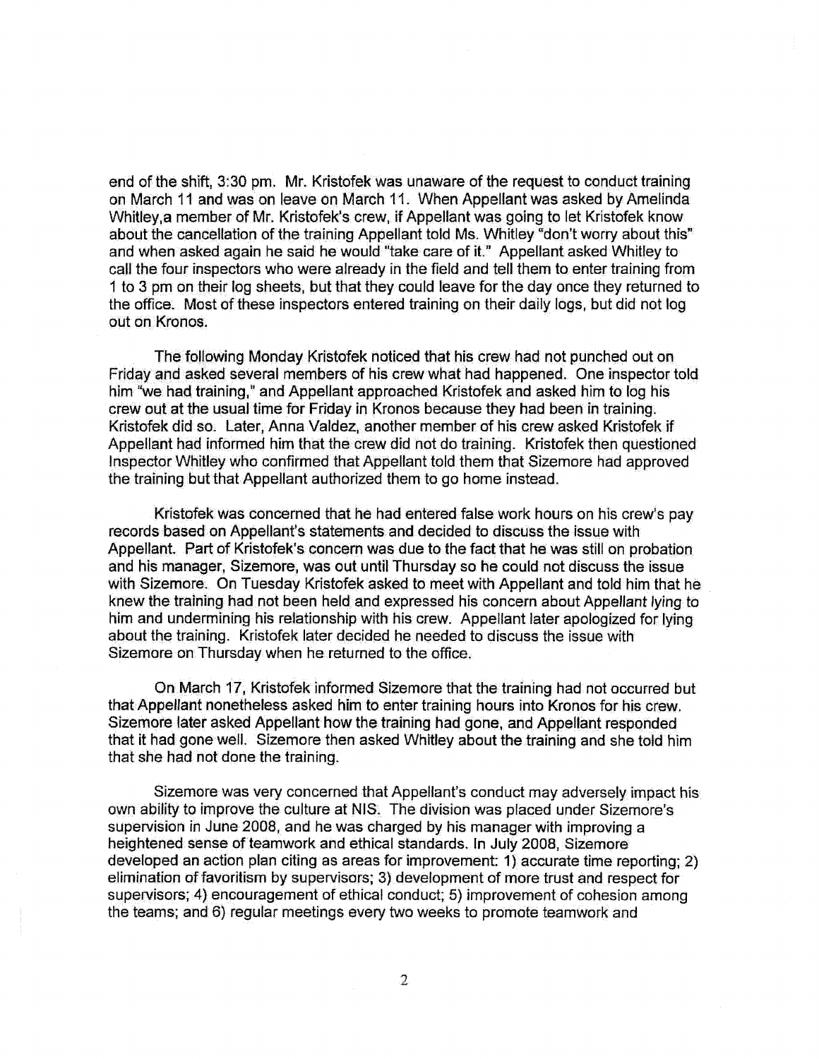end of the shift, 3:30 pm. Mr. Kristofek was unaware of the request to conduct training on March 11 and was on leave on March 11. When Appellant was asked by Amelinda Whitley,a member of Mr. Kristofek's crew, if Appellant was going to let Kristofek know about the cancellation of the training Appellant told Ms. Whitley "don't worry about this" and when asked again he said he would "take care of it." Appellant asked Whitley to call the four inspectors who were already in the field and tell them to enter training from 1 to 3 pm on their log sheets, but that they could leave for the day once they returned to the office. Most of these inspectors entered training on their daily logs, but did not log out on Kronos.

The following Monday Kristofek noticed that his crew had not punched out on Friday and asked several members of his crew what had happened. One inspector told him "we had training," and Appellant approached Kristofek and asked him to log his crew out at the usual time for Friday in Kronos because they had been in training. Kristofek did so. Later, Anna Valdez, another member of his crew asked Kristofek if Appellant had informed him that the crew did not do training. Kristofek then questioned Inspector Whitley who confirmed that Appellant told them that Sizemore had approved the training but that Appellant authorized them to go home instead.

Kristofek was concerned that he had entered false work hours on his crew's pay records based on Appellant's statements and decided to discuss the issue with Appellant. Part of Kristofek's concern was due to the fact that he was still on probation and his manager, Sizemore, was out until Thursday so he could not discuss the issue with Sizemore. On Tuesday Kristofek asked to meet with Appellant and told him that he knew the training had not been held and expressed his concern about Appellant lying to him and undermining his relationship with his crew. Appellant later apologized for lying about the training. Kristofek later decided he needed to discuss the issue with Sizemore on Thursday when he returned to the office.

On March 17, Kristofek informed Sizemore that the training had not occurred but that Appellant nonetheless asked him to enter training hours into Kronos for his crew. Sizemore later asked Appellant how the training had gone, and Appellant responded that it had gone well. Sizemore then asked Whitley about the training and she told him that she had not done the training.

Sizemore was very concerned that Appellant's conduct may adversely impact his own ability to improve the culture at NIS. The division was placed under Sizemore's supervision in June 2008, and he was charged by his manager with improving a heightened sense of teamwork and ethical standards. In July 2008, Sizemore developed an action plan citing as areas for improvement: 1) accurate time reporting; 2) elimination of favoritism by supervisors; 3) development of more trust and respect for supervisors; 4) encouragement of ethical conduct; 5) improvement of cohesion among the teams; and 6) regular meetings every two weeks to promote teamwork and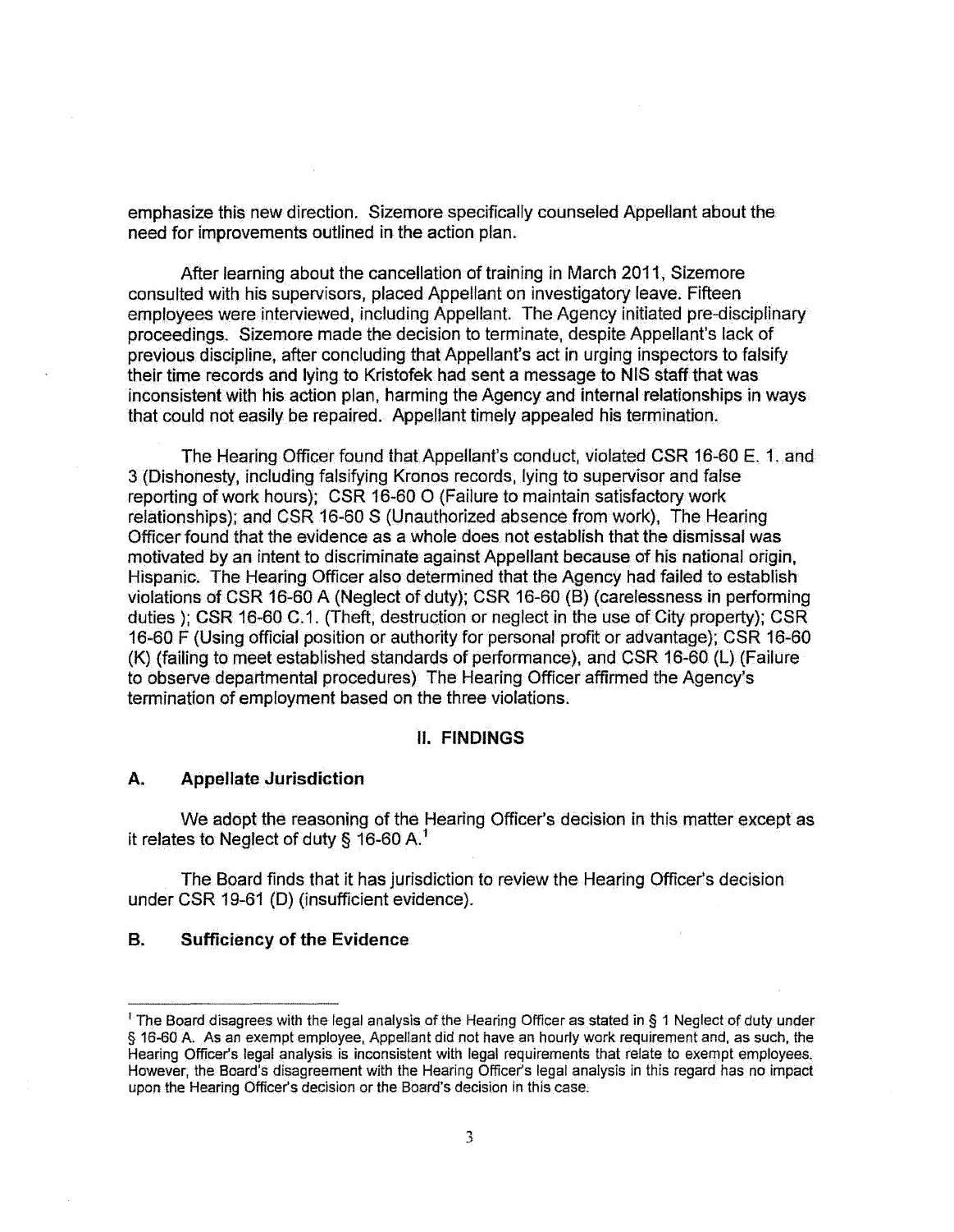emphasize this new direction. Sizemore specifically counseled Appellant about the need for improvements outlined in the action plan.

After learning about the cancellation of training in March 2011, Sizemore consulted with his supervisors, placed Appellant on investigatory leave. Fifteen employees were interviewed, including Appellant. The Agency initiated pre-disciplinary proceedings. Sizemore made the decision to terminate, despite Appellant's lack of previous discipline, after concluding that Appellant's act in urging inspectors to falsify their time records and lying to Kristofek had sent a message to NIS staff that was inconsistent with his action plan, harming the Agency and internal relationships in ways that could not easily be repaired. Appellant timely appealed his termination.

The Hearing Officer found that Appellant's conduct, violated CSR 16-60 E. 1. and 3 (Dishonesty, including falsifying Kronos records, lying to supervisor and false reporting of work hours); CSR 16-60 O (Failure to maintain satisfactory work relationships); and CSR 16-60 S (Unauthorized absence from work), The Hearing Officer found that the evidence as a whole does not establish that the dismissal was motivated by an intent to discriminate against Appellant because of his national origin, Hispanic. The Hearing Officer also determined that the Agency had failed to establish violations of CSR 16-60 A (Neglect of duty); CSR 16-60 (B) (carelessness in performing duties ); CSR 16-60 C.1. (Theft, destruction or neglect in the use of City property); CSR 16-60 F (Using official position or authority for personal profit or advantage); CSR 16-60 (K) (failing to meet established standards of performance), and CSR 16-60 (L) (Failure to observe departmental procedures) The Hearing Officer affirmed the Agency's termination of employment based on the three violations.

## II. FINDINGS

### A. Appellate Jurisdiction

We adopt the reasoning of the Hearing Officer's decision in this matter except as it relates to Neglect of duty § 16-60 A.[1]

The Board finds that it has jurisdiction to review the Hearing Officer's decision under CSR 19-61 (D) (insufficient evidence).

### B. Sufficiency of the Evidence

[1] The Board disagrees with the legal analysis of the Hearing Officer as stated in § 1 Neglect of duty under § 16-60 A. As an exempt employee, Appellant did not have an hourly work requirement and, as such, the Hearing Officer's legal analysis is inconsistent with legal requirements that relate to exempt employees. However, the Board's disagreement with the Hearing Officer's legal analysis in this regard has no impact upon the Hearing Officer's decision or the Board's decision in this case.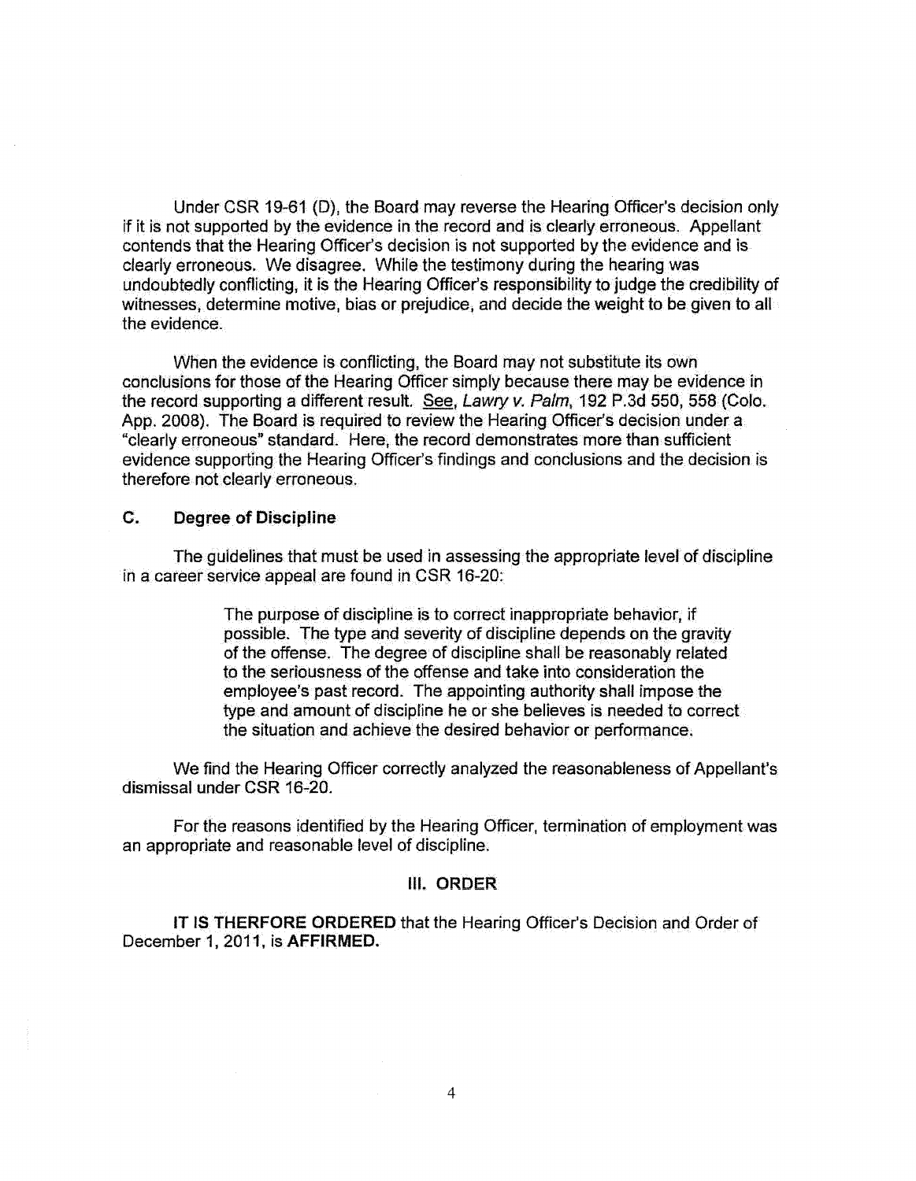Under CSR 19-61 (D), the Board may reverse the Hearing Officer's decision only if it is not supported by the evidence in the record and is clearly erroneous. Appellant contends that the Hearing Officer's decision is not supported by the evidence and is clearly erroneous. We disagree. While the testimony during the hearing was undoubtedly conflicting, it is the Hearing Officer's responsibility to judge the credibility of witnesses, determine motive, bias or prejudice, and decide the weight to be given to all the evidence.

When the evidence is conflicting, the Board may not substitute its own conclusions for those of the Hearing Officer simply because there may be evidence in the record supporting a different result. See, *Lawry v. Palm*, 192 P.3d 550, 558 (Colo. App. 2008). The Board is required to review the Hearing Officer's decision under a "clearly erroneous" standard. Here, the record demonstrates more than sufficient evidence supporting the Hearing Officer's findings and conclusions and the decision is therefore not clearly erroneous.

### C. Degree of Discipline

The guidelines that must be used in assessing the appropriate level of discipline in a career service appeal are found in CSR 16-20:

> The purpose of discipline is to correct inappropriate behavior, if possible. The type and severity of discipline depends on the gravity of the offense. The degree of discipline shall be reasonably related to the seriousness of the offense and take into consideration the employee's past record. The appointing authority shall impose the type and amount of discipline he or she believes is needed to correct the situation and achieve the desired behavior or performance.

We find the Hearing Officer correctly analyzed the reasonableness of Appellant's dismissal under CSR 16-20.

For the reasons identified by the Hearing Officer, termination of employment was an appropriate and reasonable level of discipline.

## III. ORDER

**IT IS THERFORE ORDERED** that the Hearing Officer's Decision and Order of December 1, 2011, is **AFFIRMED.**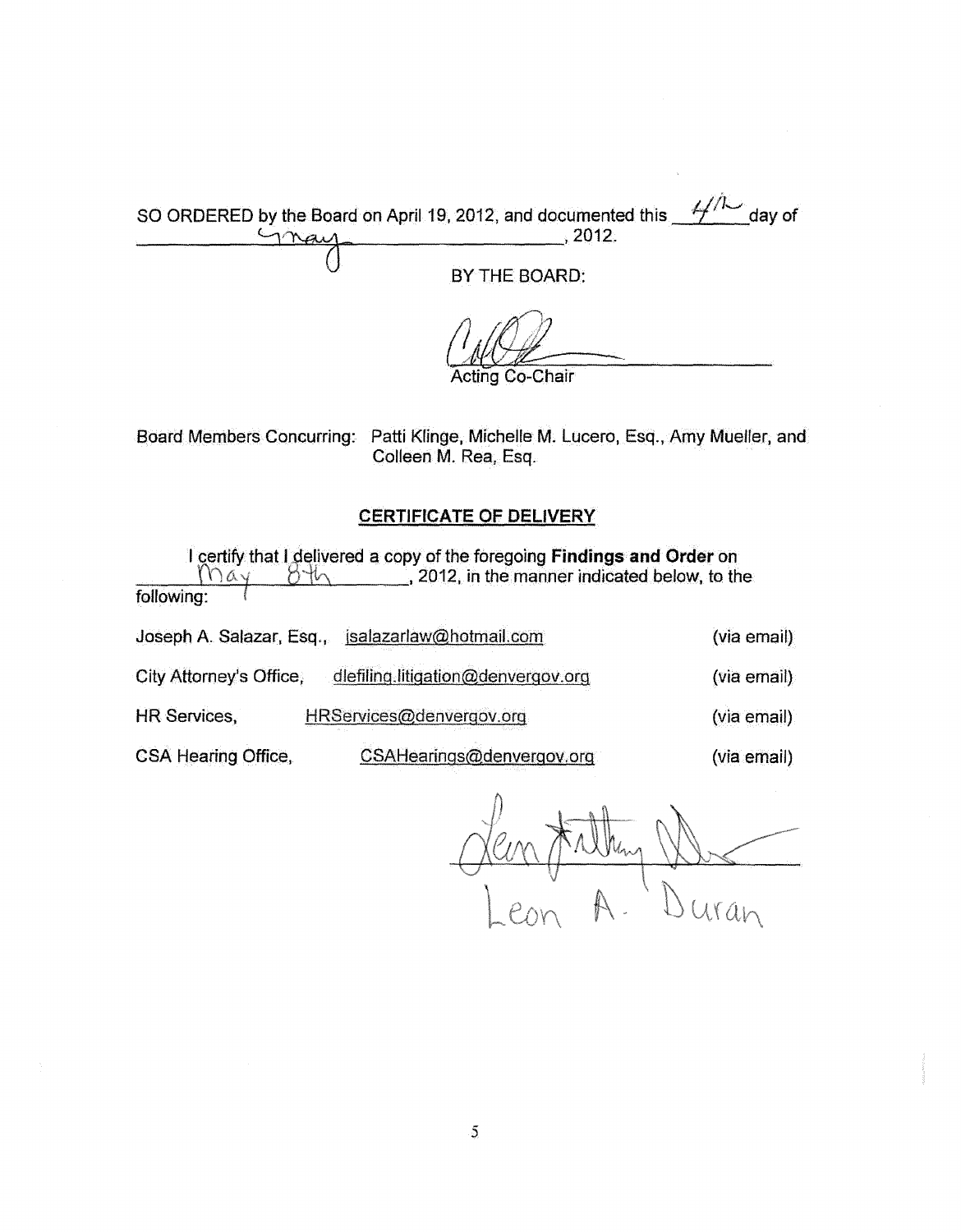SO ORDERED by the Board on April 19, 2012, and documented this 4th day of May, 2012.

BY THE BOARD:

Acting Co-Chair

Board Members Concurring: Patti Klinge, Michelle M. Lucero, Esq., Amy Mueller, and Colleen M. Rea, Esq.

## CERTIFICATE OF DELIVERY

I certify that I delivered a copy of the foregoing **Findings and Order** on May 8th, 2012, in the manner indicated below, to the following:

| | | |
|---|---|---|
| Joseph A. Salazar, Esq., | jsalazarlaw@hotmail.com | (via email) |
| City Attorney's Office, | dlefiling.litigation@denvergov.org | (via email) |
| HR Services, | HRServices@denvergov.org | (via email) |
| CSA Hearing Office, | CSAHearings@denvergov.org | (via email) |

Leon A. Duran